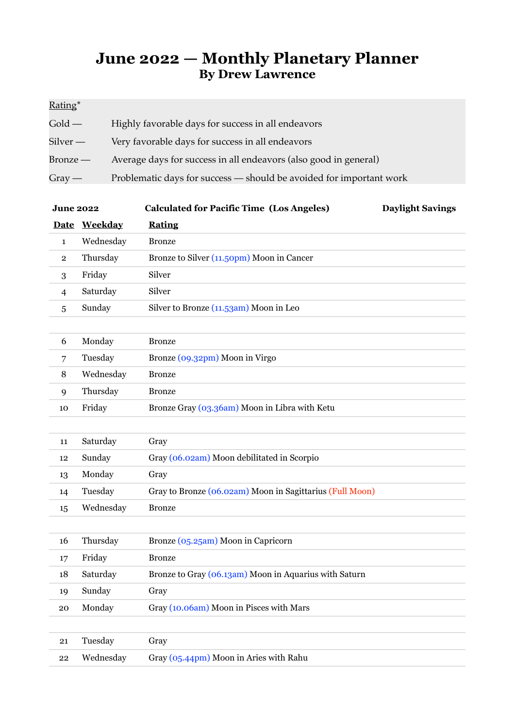# June 2022 — Monthly Planetary Planner

## By Drew Lawrence

Rating*

| | |
|---|---|
| Gold — | Highly favorable days for success in all endeavors |
| Silver — | Very favorable days for success in all endeavors |
| Bronze — | Average days for success in all endeavors (also good in general) |
| Gray — | Problematic days for success — should be avoided for important work |

**June 2022** **Calculated for Pacific Time (Los Angeles)** **Daylight Savings**

| Date | Weekday | Rating |
|---|---|---|
| 1 | Wednesday | Bronze |
| 2 | Thursday | Bronze to Silver (11.50pm) Moon in Cancer |
| 3 | Friday | Silver |
| 4 | Saturday | Silver |
| 5 | Sunday | Silver to Bronze (11.53am) Moon in Leo |
| | | |
| 6 | Monday | Bronze |
| 7 | Tuesday | Bronze (09.32pm) Moon in Virgo |
| 8 | Wednesday | Bronze |
| 9 | Thursday | Bronze |
| 10 | Friday | Bronze Gray (03.36am) Moon in Libra with Ketu |
| | | |
| 11 | Saturday | Gray |
| 12 | Sunday | Gray (06.02am) Moon debilitated in Scorpio |
| 13 | Monday | Gray |
| 14 | Tuesday | Gray to Bronze (06.02am) Moon in Sagittarius (Full Moon) |
| 15 | Wednesday | Bronze |
| | | |
| 16 | Thursday | Bronze (05.25am) Moon in Capricorn |
| 17 | Friday | Bronze |
| 18 | Saturday | Bronze to Gray (06.13am) Moon in Aquarius with Saturn |
| 19 | Sunday | Gray |
| 20 | Monday | Gray (10.06am) Moon in Pisces with Mars |
| | | |
| 21 | Tuesday | Gray |
| 22 | Wednesday | Gray (05.44pm) Moon in Aries with Rahu |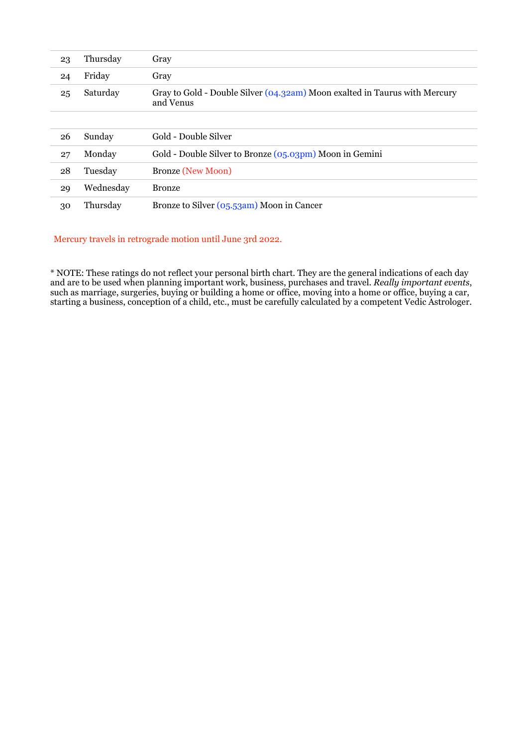| | | |
|---|---|---|
| 23 | Thursday | Gray |
| 24 | Friday | Gray |
| 25 | Saturday | Gray to Gold - Double Silver (04.32am) Moon exalted in Taurus with Mercury and Venus |
| | | |
| 26 | Sunday | Gold - Double Silver |
| 27 | Monday | Gold - Double Silver to Bronze (05.03pm) Moon in Gemini |
| 28 | Tuesday | Bronze (New Moon) |
| 29 | Wednesday | Bronze |
| 30 | Thursday | Bronze to Silver (05.53am) Moon in Cancer |

Mercury travels in retrograde motion until June 3rd 2022.

* NOTE: These ratings do not reflect your personal birth chart. They are the general indications of each day and are to be used when planning important work, business, purchases and travel. *Really important events*, such as marriage, surgeries, buying or building a home or office, moving into a home or office, buying a car, starting a business, conception of a child, etc., must be carefully calculated by a competent Vedic Astrologer.